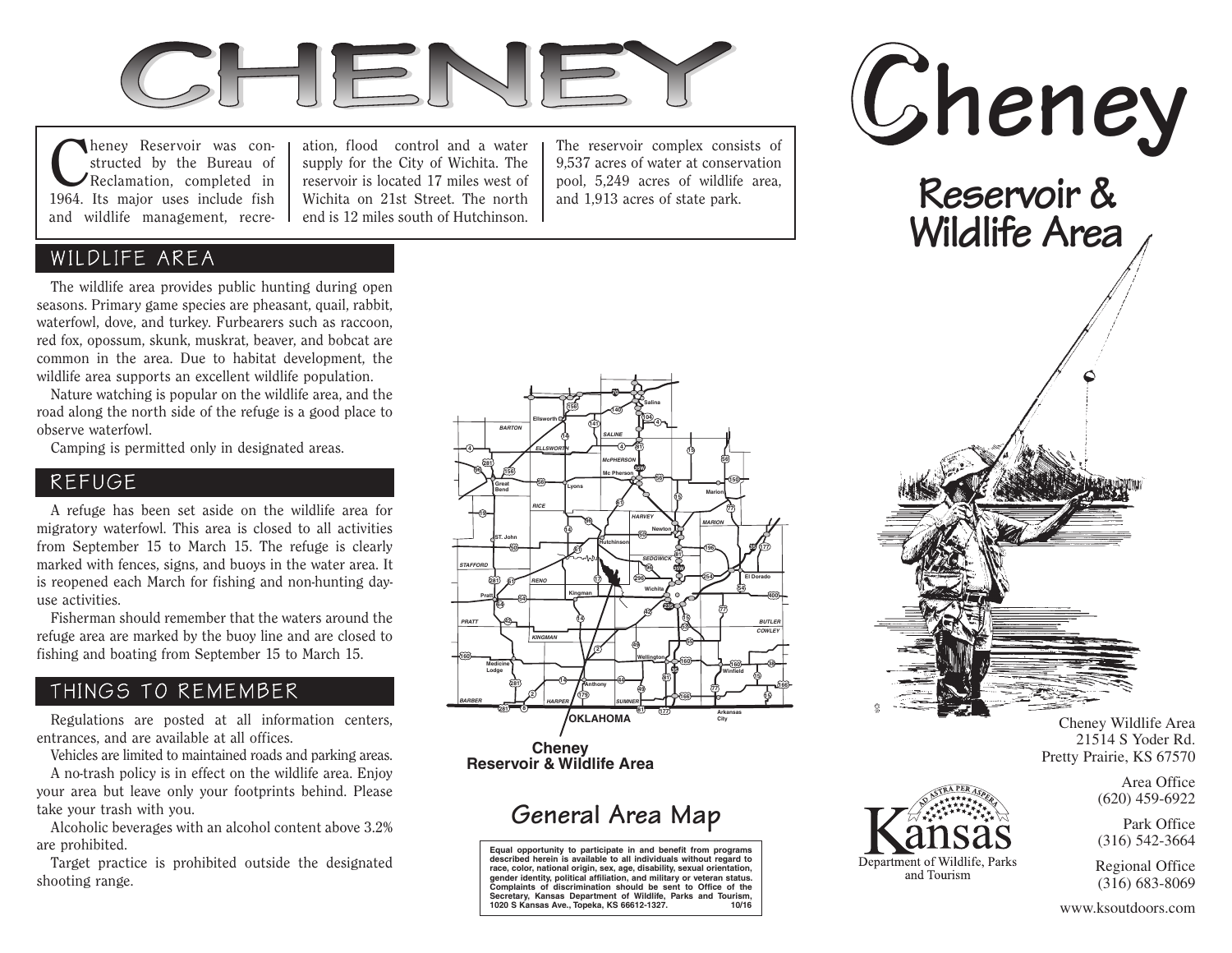# CHENEY

Cheney Reservoir was constructed by the Bureau of Reclamation, completed in 1964. Its major uses include fish and wildlife management, recreation, flood control and a water supply for the City of Wichita. The reservoir is located 17 miles west of Wichita on 21st Street. The north end is 12 miles south of Hutchinson. The reservoir complex consists of 9,537 acres of water at conservation pool, 5,249 acres of wildlife area, and 1,913 acres of state park.

## WILDLIFE AREA

The wildlife area provides public hunting during open seasons. Primary game species are pheasant, quail, rabbit, waterfowl, dove, and turkey. Furbearers such as raccoon, red fox, opossum, skunk, muskrat, beaver, and bobcat are common in the area. Due to habitat development, the wildlife area supports an excellent wildlife population.

Nature watching is popular on the wildlife area, and the road along the north side of the refuge is a good place to observe waterfowl.

Camping is permitted only in designated areas.

## REFUGE

A refuge has been set aside on the wildlife area for migratory waterfowl. This area is closed to all activities from September 15 to March 15. The refuge is clearly marked with fences, signs, and buoys in the water area. It is reopened each March for fishing and non-hunting day-use activities.

Fisherman should remember that the waters around the refuge area are marked by the buoy line and are closed to fishing and boating from September 15 to March 15.

## THINGS TO REMEMBER

Regulations are posted at all information centers, entrances, and are available at all offices.

Vehicles are limited to maintained roads and parking areas.

A no-trash policy is in effect on the wildlife area. Enjoy your area but leave only your footprints behind. Please take your trash with you.

Alcoholic beverages with an alcohol content above 3.2% are prohibited.

Target practice is prohibited outside the designated shooting range.

**Cheney Reservoir & Wildlife Area**

## General Area Map

**Equal opportunity to participate in and benefit from programs described herein is available to all individuals without regard to race, color, national origin, sex, age, disability, sexual orientation, gender identity, political affiliation, and military or veteran status. Complaints of discrimination should be sent to Office of the Secretary, Kansas Department of Wildlife, Parks and Tourism, 1020 S Kansas Ave., Topeka, KS 66612-1327. 10/16**

# Cheney

## Reservoir & Wildlife Area

Cheney Wildlife Area
21514 S Yoder Rd.
Pretty Prairie, KS 67570

Area Office
(620) 459-6922

Park Office
(316) 542-3664

Regional Office
(316) 683-8069

www.ksoutdoors.com

Kansas Department of Wildlife, Parks and Tourism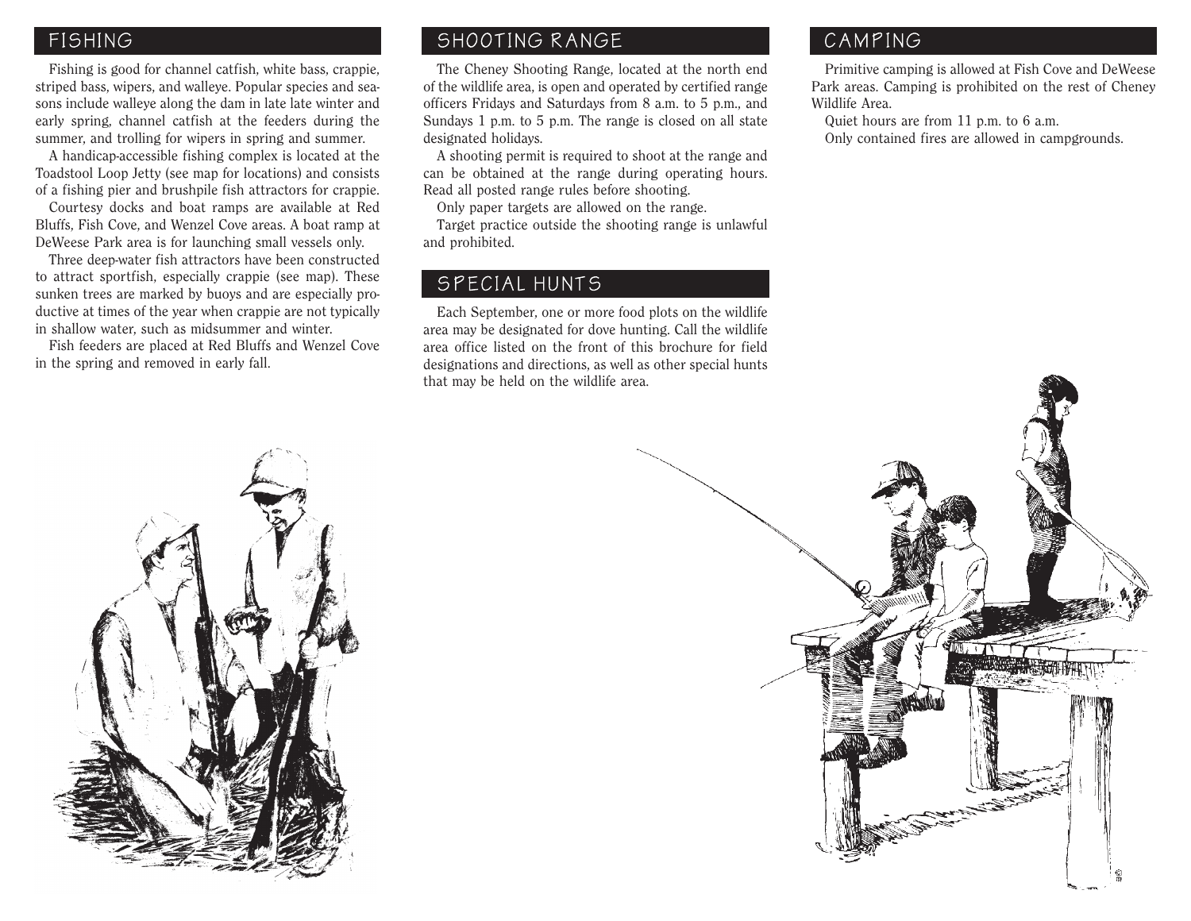## FISHING

Fishing is good for channel catfish, white bass, crappie, striped bass, wipers, and walleye. Popular species and seasons include walleye along the dam in late late winter and early spring, channel catfish at the feeders during the summer, and trolling for wipers in spring and summer.

A handicap-accessible fishing complex is located at the Toadstool Loop Jetty (see map for locations) and consists of a fishing pier and brushpile fish attractors for crappie.

Courtesy docks and boat ramps are available at Red Bluffs, Fish Cove, and Wenzel Cove areas. A boat ramp at DeWeese Park area is for launching small vessels only.

Three deep-water fish attractors have been constructed to attract sportfish, especially crappie (see map). These sunken trees are marked by buoys and are especially productive at times of the year when crappie are not typically in shallow water, such as midsummer and winter.

Fish feeders are placed at Red Bluffs and Wenzel Cove in the spring and removed in early fall.

## SHOOTING RANGE

The Cheney Shooting Range, located at the north end of the wildlife area, is open and operated by certified range officers Fridays and Saturdays from 8 a.m. to 5 p.m., and Sundays 1 p.m. to 5 p.m. The range is closed on all state designated holidays.

A shooting permit is required to shoot at the range and can be obtained at the range during operating hours. Read all posted range rules before shooting.

Only paper targets are allowed on the range.

Target practice outside the shooting range is unlawful and prohibited.

## SPECIAL HUNTS

Each September, one or more food plots on the wildlife area may be designated for dove hunting. Call the wildlife area office listed on the front of this brochure for field designations and directions, as well as other special hunts that may be held on the wildlife area.

## CAMPING

Primitive camping is allowed at Fish Cove and DeWeese Park areas. Camping is prohibited on the rest of Cheney Wildlife Area.

Quiet hours are from 11 p.m. to 6 a.m.

Only contained fires are allowed in campgrounds.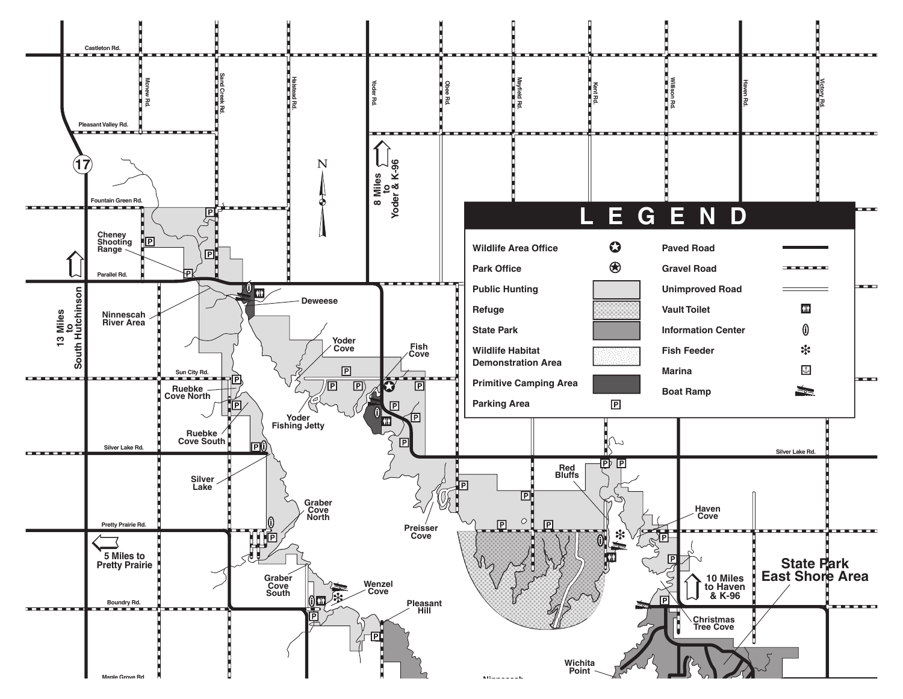## LEGEND

| Symbol | Meaning |
|---|---|
| Wildlife Area Office | ✪ |
| Park Office | ✪ |
| Public Hunting | |
| Refuge | |
| State Park | |
| Wildlife Habitat Demonstration Area | |
| Primitive Camping Area | |
| Parking Area | P |
| Paved Road | |
| Gravel Road | |
| Unimproved Road | |
| Vault Toilet | |
| Information Center | |
| Fish Feeder | |
| Marina | |
| Boat Ramp | |

Castleton Rd.

Pleasant Valley Rd.

Fountain Green Rd.

Parallel Rd.

Sun City Rd.

Silver Lake Rd.

Pretty Prairie Rd.

Boundry Rd.

Maple Grove Rd.

Mcnew Rd.

Sand Creek Rd.

Halstead Rd.

Yoder Rd.

Obee Rd.

Mayfield Rd.

Kent Rd.

Willison Rd.

Haven Rd.

Victory Rd.

17

N

8 Miles to Yoder & K-96

13 Miles to South Hutchinson

5 Miles to Pretty Prairie

10 Miles to Haven & K-96

Cheney Shooting Range

Ninnescah River Area

Deweese

Yoder Cove

Fish Cove

Ruebke Cove North

Ruebke Cove South

Yoder Fishing Jetty

Silver Lake

Graber Cove North

Graber Cove South

Wenzel Cove

Pleasant Hill

Preisser Cove

Red Bluffs

Haven Cove

Christmas Tree Cove

State Park East Shore Area

Wichita Point

Ninnescah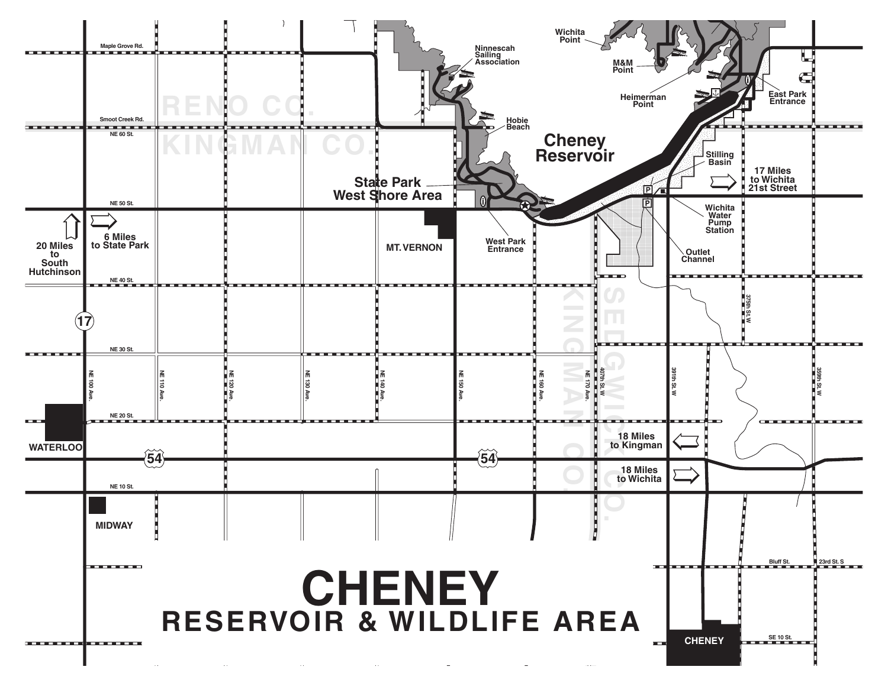# CHENEY

## RESERVOIR & WILDLIFE AREA

Cheney Reservoir

Maple Grove Rd.

Smoot Creek Rd.

NE 60 St.

NE 50 St.

NE 40 St.

NE 30 St.

NE 20 St.

NE 10 St.

RENO CO.

KINGMAN CO.

SEDGWICK CO.

Ninnescah Sailing Association

Hobie Beach

State Park West Shore Area

West Park Entrance

Wichita Point

M&M Point

Heimerman Point

East Park Entrance

Stilling Basin

Wichita Water Pump Station

Outlet Channel

MT. VERNON

WATERLOO

MIDWAY

CHENEY

17 Miles to Wichita 21st Street

20 Miles to South Hutchinson

6 Miles to State Park

18 Miles to Kingman

18 Miles to Wichita

17

54

NE 100 Ave.

NE 110 Ave.

NE 120 Ave.

NE 130 Ave.

NE 140 Ave.

NE 150 Ave.

NE 160 Ave.

NE 170 Ave.

407th St. W

391th St. W

375th St. W

359th St. W

Bluff St.

23rd St. S

SE 10 St.